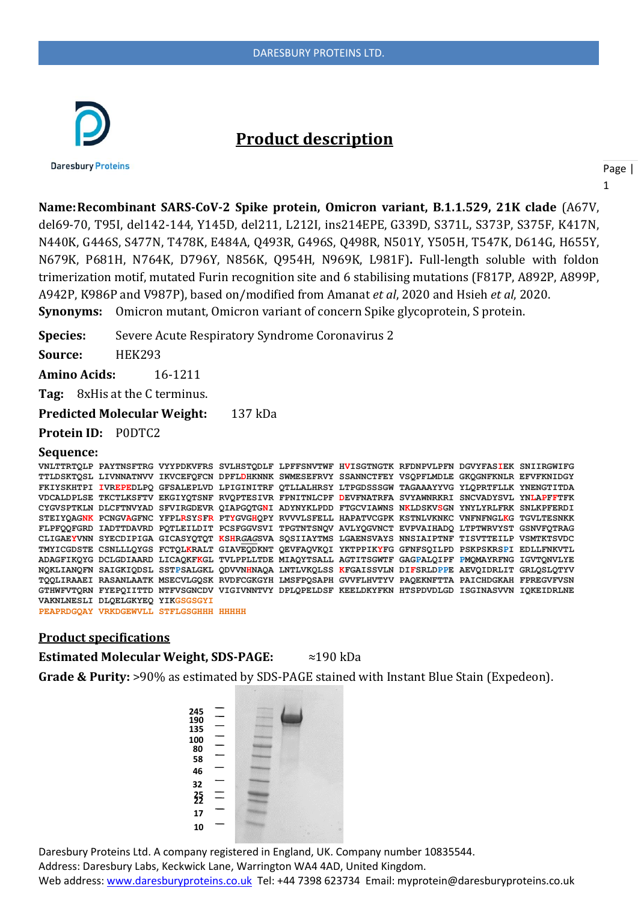# Product description

**Name: Recombinant SARS-CoV-2 Spike protein, Omicron variant, B.1.1.529, 21K clade** (A67V, del69-70, T95I, del142-144, Y145D, del211, L212I, ins214EPE, G339D, S371L, S373P, S375F, K417N, N440K, G446S, S477N, T478K, E484A, Q493R, G496S, Q498R, N501Y, Y505H, T547K, D614G, H655Y, N679K, P681H, N764K, D796Y, N856K, Q954H, N969K, L981F**)**. Full-length soluble with foldon trimerization motif, mutated Furin recognition site and 6 stabilising mutations (F817P, A892P, A899P, A942P, K986P and V987P), based on/modified from Amanat *et al*, 2020 and Hsieh *et al*, 2020.

**Synonyms:** Omicron mutant, Omicron variant of concern Spike glycoprotein, S protein.

**Species:** Severe Acute Respiratory Syndrome Coronavirus 2

**Source:** HEK293

**Amino Acids:** 16-1211

**Tag:** 8xHis at the C terminus.

**Predicted Molecular Weight:** 137 kDa

**Protein ID:** P0DTC2

**Sequence:**

```
VNLTTRTQLP PAYTNSFTRG VYYPDKVFRS SVLHSTQDLF LPFFSNVTWF HVISGTNGTK RFDNPVLPFN DGVYFASIEK SNIIRGWIFG
TTLDSKTQSL LIVNNATNVV IKVCEFQFCN DPFLDHKNNK SWMESEFRVY SSANNCTFEY VSQPFLMDLE GKQGNFKNLR EFVFKNIDGY
FKIYSKHTPI IVREPEDLPQ GFSALEPLVD LPIGINITRF QTLLALHRSY LTPGDSSSGW TAGAAAYYVG YLQPRTFLLK YNENGTITDA
VDCALDPLSE TKCTLKSFTV EKGIYQTSNF RVQPTESIVR FPNITNLCPF DEVFNATRFA SVYAWNRKRI SNCVADYSVL YNLAPFFTFK
CYGVSPTKLN DLCFTNVYAD SFVIRGDEVR QIAPGQTGNI ADYNYKLPDD FTGCVIAWNS NKLDSKVSGN YNYLYRLFRK SNLKPFERDI
STEIYQAGNK PCNGVAGFNC YFPLRSYSFR PTYGVGHQPY RVVVLSFELL HAPATVCGPK KSTNLVKNKC VNFNFNGLKG TGVLTESNKK
FLPFQQFGRD IADTTDAVRD PQTLEILDIT PCSFGGVSVI TPGTNTSNQV AVLYQGVNCT EVPVAIHADQ LTPTWRVYST GSNVFQTRAG
CLIGAEYVNN SYECDIPIGA GICASYQTQT KSHRGAGSVA SQSIIAYTMS LGAENSVAYS NNSIAIPTNF TISVTTEILP VSMTKTSVDC
TMYICGDSTE CSNLLLQYGS FCTQLKRALT GIAVEQDKNT QEVFAQVKQI YKTPPIKYFG GFNFSQILPD PSKPSKRSPI EDLLFNKVTL
ADAGFIKQYG DCLGDIAARD LICAQKFKGL TVLPPLLTDE MIAQYTSALL AGTITSGWTF GAGPALQIPF PMQMAYRFNG IGVTQNVLYE
NQKLIANQFN SAIGKIQDSL SSTPSALGKL QDVVNHNAQA LNTLVKQLSS KFGAISSVLN DIFSRLDPPE AEVQIDRLIT GRLQSLQTYV
TQQLIRAAEI RASANLAATK MSECVLGQSK RVDFCGKGYH LMSFPQSAPH GVVFLHVTYV PAQEKNFTTA PAICHDGKAH FPREGVFVSN
GTHWFVTQRN FYEPQIITTD NTFVSGNCDV VIGIVNNTVY DPLQPELDSF KEELDKYFKN HTSPDVDLGD ISGINASVVN IQKEIDRLNE
VAKNLNESLI DLQELGKYEQ YIKGSGSGYI
PEAPRDGQAY VRKDGEWVLL STFLGSGHHH HHHHH
```

## Product specifications

**Estimated Molecular Weight, SDS-PAGE:** ≈190 kDa

**Grade & Purity:** >90% as estimated by SDS-PAGE stained with Instant Blue Stain (Expedeon).

245
190
135
100
80
58
46
32
25
22
17
10

Daresbury Proteins Ltd. A company registered in England, UK. Company number 10835544.
Address: Daresbury Labs, Keckwick Lane, Warrington WA4 4AD, United Kingdom.
Web address: www.daresburyproteins.co.uk Tel: +44 7398 623734 Email: myprotein@daresburyproteins.co.uk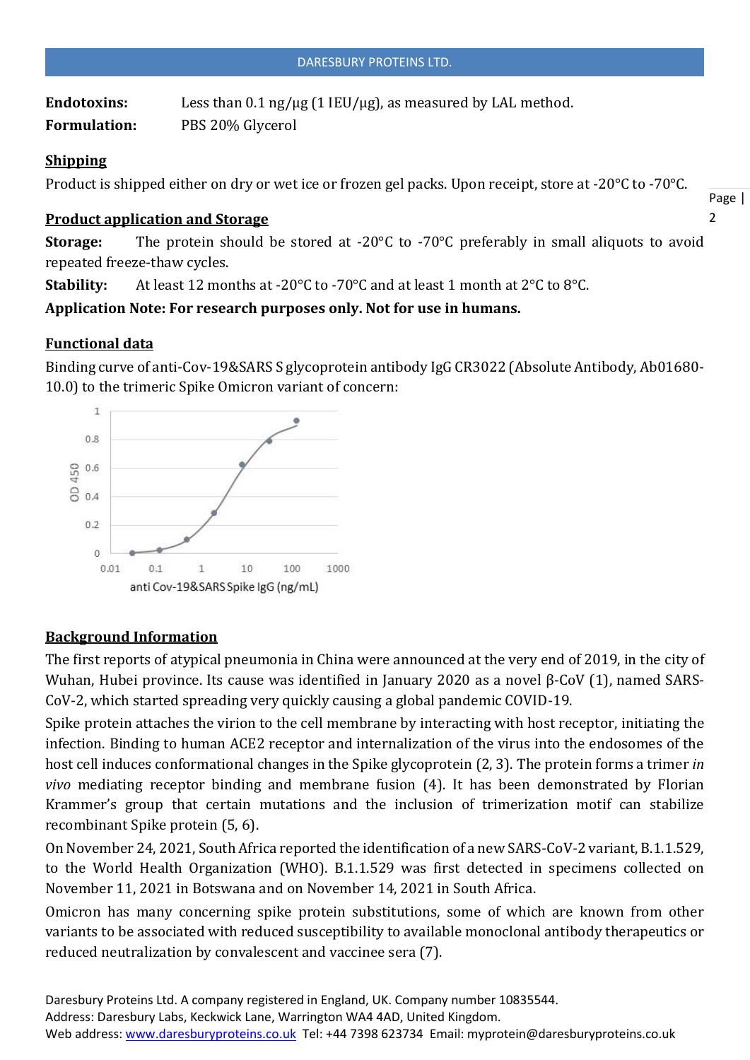**Endotoxins:** Less than 0.1 ng/μg (1 IEU/μg), as measured by LAL method.

**Formulation:** PBS 20% Glycerol

## Shipping

Product is shipped either on dry or wet ice or frozen gel packs. Upon receipt, store at -20°C to -70°C.

## Product application and Storage

**Storage:** The protein should be stored at -20°C to -70°C preferably in small aliquots to avoid repeated freeze-thaw cycles.

**Stability:** At least 12 months at -20°C to -70°C and at least 1 month at 2°C to 8°C.

**Application Note: For research purposes only. Not for use in humans.**

## Functional data

Binding curve of anti-Cov-19&SARS S glycoprotein antibody IgG CR3022 (Absolute Antibody, Ab01680-10.0) to the trimeric Spike Omicron variant of concern:

## Background Information

The first reports of atypical pneumonia in China were announced at the very end of 2019, in the city of Wuhan, Hubei province. Its cause was identified in January 2020 as a novel β-CoV (1), named SARS-CoV-2, which started spreading very quickly causing a global pandemic COVID-19.

Spike protein attaches the virion to the cell membrane by interacting with host receptor, initiating the infection. Binding to human ACE2 receptor and internalization of the virus into the endosomes of the host cell induces conformational changes in the Spike glycoprotein (2, 3). The protein forms a trimer *in vivo* mediating receptor binding and membrane fusion (4). It has been demonstrated by Florian Krammer's group that certain mutations and the inclusion of trimerization motif can stabilize recombinant Spike protein (5, 6).

On November 24, 2021, South Africa reported the identification of a new SARS-CoV-2 variant, B.1.1.529, to the World Health Organization (WHO). B.1.1.529 was first detected in specimens collected on November 11, 2021 in Botswana and on November 14, 2021 in South Africa.

Omicron has many concerning spike protein substitutions, some of which are known from other variants to be associated with reduced susceptibility to available monoclonal antibody therapeutics or reduced neutralization by convalescent and vaccinee sera (7).

Daresbury Proteins Ltd. A company registered in England, UK. Company number 10835544.
Address: Daresbury Labs, Keckwick Lane, Warrington WA4 4AD, United Kingdom.
Web address: www.daresburyproteins.co.uk Tel: +44 7398 623734 Email: myprotein@daresburyproteins.co.uk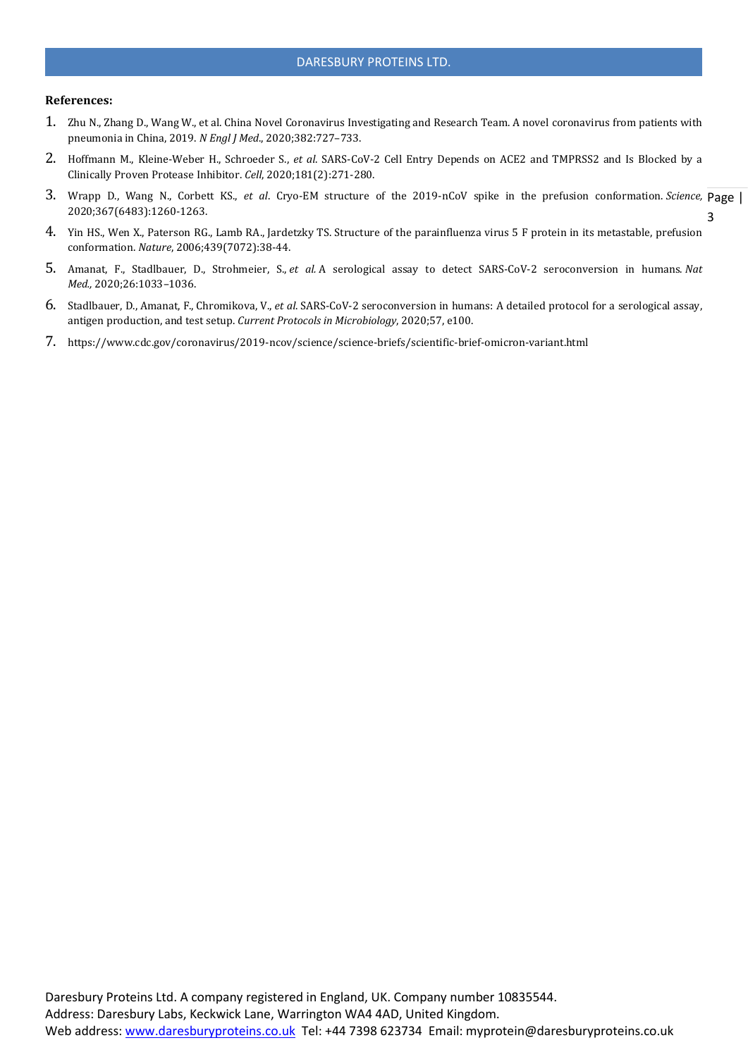**References:**

1. Zhu N., Zhang D., Wang W., et al. China Novel Coronavirus Investigating and Research Team. A novel coronavirus from patients with pneumonia in China, 2019. *N Engl J Med*., 2020;382:727–733.
2. Hoffmann M., Kleine-Weber H., Schroeder S., *et al*. SARS-CoV-2 Cell Entry Depends on ACE2 and TMPRSS2 and Is Blocked by a Clinically Proven Protease Inhibitor. *Cell*, 2020;181(2):271-280.
3. Wrapp D., Wang N., Corbett KS., *et al*. Cryo-EM structure of the 2019-nCoV spike in the prefusion conformation. *Science,* 2020;367(6483):1260-1263.
4. Yin HS., Wen X., Paterson RG., Lamb RA., Jardetzky TS. Structure of the parainfluenza virus 5 F protein in its metastable, prefusion conformation. *Nature*, 2006;439(7072):38-44.
5. Amanat, F., Stadlbauer, D., Strohmeier, S., *et al.* A serological assay to detect SARS-CoV-2 seroconversion in humans. *Nat Med.,* 2020;26:1033–1036.
6. Stadlbauer, D., Amanat, F., Chromikova, V., *et al.* SARS-CoV-2 seroconversion in humans: A detailed protocol for a serological assay, antigen production, and test setup. *Current Protocols in Microbiology*, 2020;57, e100.
7. https://www.cdc.gov/coronavirus/2019-ncov/science/science-briefs/scientific-brief-omicron-variant.html

Daresbury Proteins Ltd. A company registered in England, UK. Company number 10835544.
Address: Daresbury Labs, Keckwick Lane, Warrington WA4 4AD, United Kingdom.
Web address: www.daresburyproteins.co.uk Tel: +44 7398 623734 Email: myprotein@daresburyproteins.co.uk